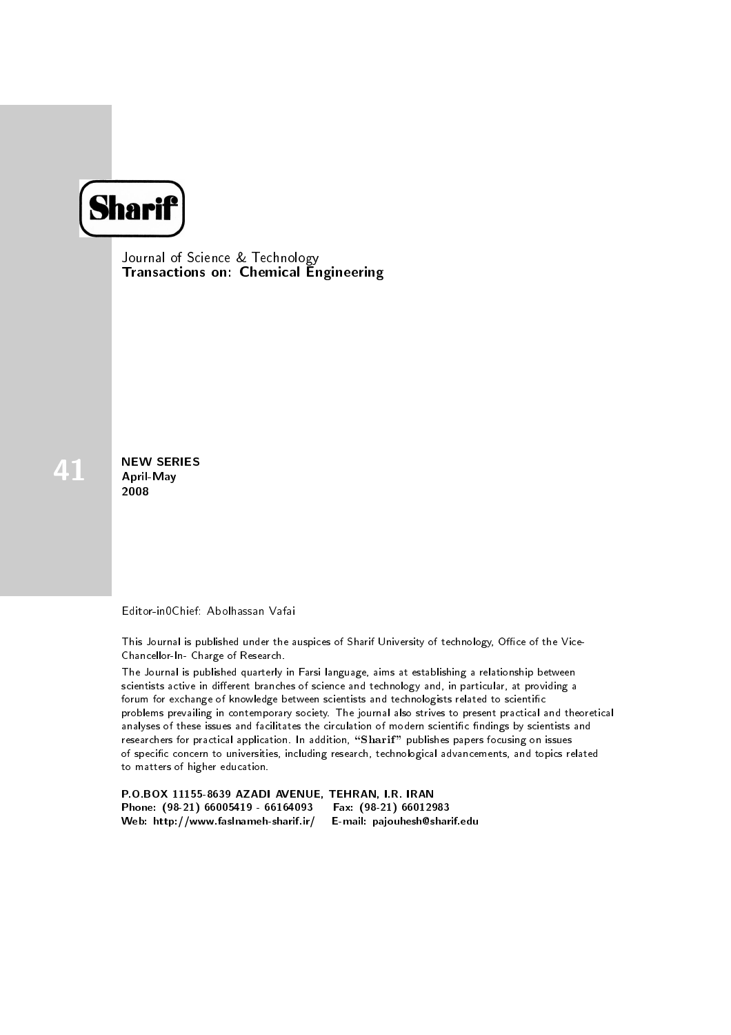# Sharif

Journal of Science & Technology
**Transactions on: Chemical Engineering**

**41**

**NEW SERIES**
**April-May**
**2008**

Editor-in0Chief: Abolhassan Vafai

This Journal is published under the auspices of Sharif University of technology, Office of the Vice-Chancellor-In- Charge of Research.

The Journal is published quarterly in Farsi language, aims at establishing a relationship between scientists active in different branches of science and technology and, in particular, at providing a forum for exchange of knowledge between scientists and technologists related to scientific problems prevailing in contemporary society. The journal also strives to present practical and theoretical analyses of these issues and facilitates the circulation of modern scientific findings by scientists and researchers for practical application. In addition, **"Sharif"** publishes papers focusing on issues of specific concern to universities, including research, technological advancements, and topics related to matters of higher education.

**P.O.BOX 11155-8639 AZADI AVENUE, TEHRAN, I.R. IRAN**
**Phone: (98-21) 66005419 - 66164093 Fax: (98-21) 66012983**
**Web: http://www.faslnameh-sharif.ir/ E-mail: pajouhesh@sharif.edu**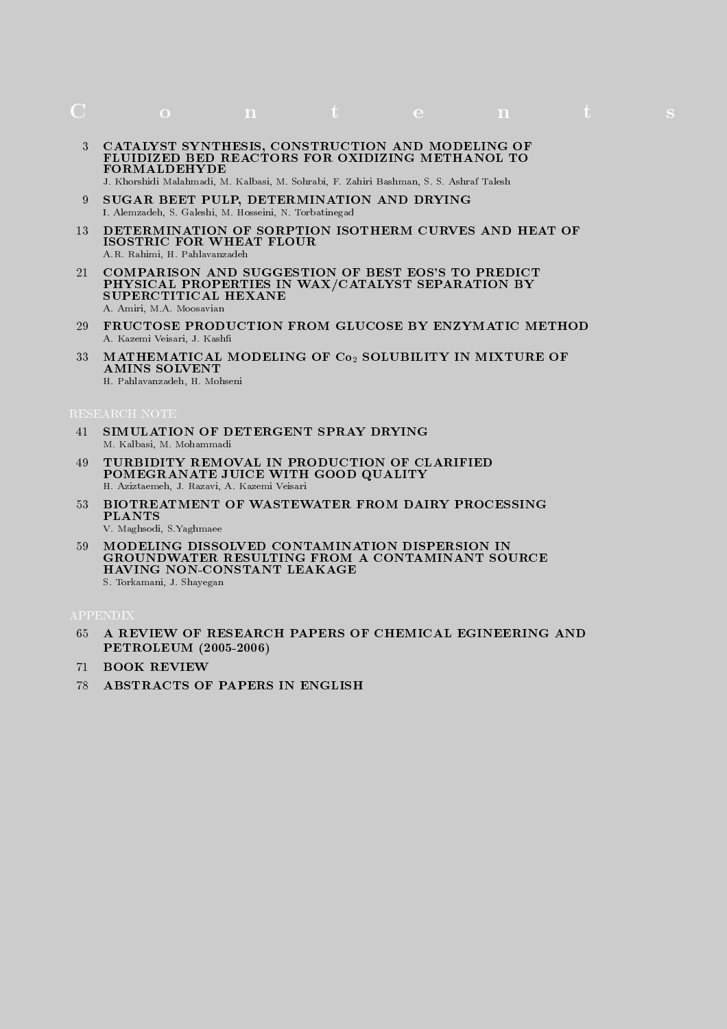# Contents

3 **CATALYST SYNTHESIS, CONSTRUCTION AND MODELING OF FLUIDIZED BED REACTORS FOR OXIDIZING METHANOL TO FORMALDEHYDE**
J. Khorshidi Malahmadi, M. Kalbasi, M. Sohrabi, F. Zahiri Bashman, S. S. Ashraf Talesh

9 **SUGAR BEET PULP, DETERMINATION AND DRYING**
I. Alemzadeh, S. Galeshi, M. Hosseini, N. Torbatinegad

13 **DETERMINATION OF SORPTION ISOTHERM CURVES AND HEAT OF ISOSTRIC FOR WHEAT FLOUR**
A.R. Rahimi, H. Pahlavanzadeh

21 **COMPARISON AND SUGGESTION OF BEST EOS'S TO PREDICT PHYSICAL PROPERTIES IN WAX/CATALYST SEPARATION BY SUPERCTITICAL HEXANE**
A. Amiri, M.A. Moosavian

29 **FRUCTOSE PRODUCTION FROM GLUCOSE BY ENZYMATIC METHOD**
A. Kazemi Veisari, J. Kashfi

33 **MATHEMATICAL MODELING OF $Co_2$ SOLUBILITY IN MIXTURE OF AMINS SOLVENT**
H. Pahlavanzadeh, H. Mohseni

## RESEARCH NOTE

41 **SIMULATION OF DETERGENT SPRAY DRYING**
M. Kalbasi, M. Mohammadi

49 **TURBIDITY REMOVAL IN PRODUCTION OF CLARIFIED POMEGRANATE JUICE WITH GOOD QUALITY**
H. Aziztaemeh, J. Razavi, A. Kazemi Veisari

53 **BIOTREATMENT OF WASTEWATER FROM DAIRY PROCESSING PLANTS**
V. Maghsodi, S.Yaghmaee

59 **MODELING DISSOLVED CONTAMINATION DISPERSION IN GROUNDWATER RESULTING FROM A CONTAMINANT SOURCE HAVING NON-CONSTANT LEAKAGE**
S. Torkamani, J. Shayegan

## APPENDIX

65 **A REVIEW OF RESEARCH PAPERS OF CHEMICAL EGINEERING AND PETROLEUM (2005-2006)**

71 **BOOK REVIEW**

78 **ABSTRACTS OF PAPERS IN ENGLISH**